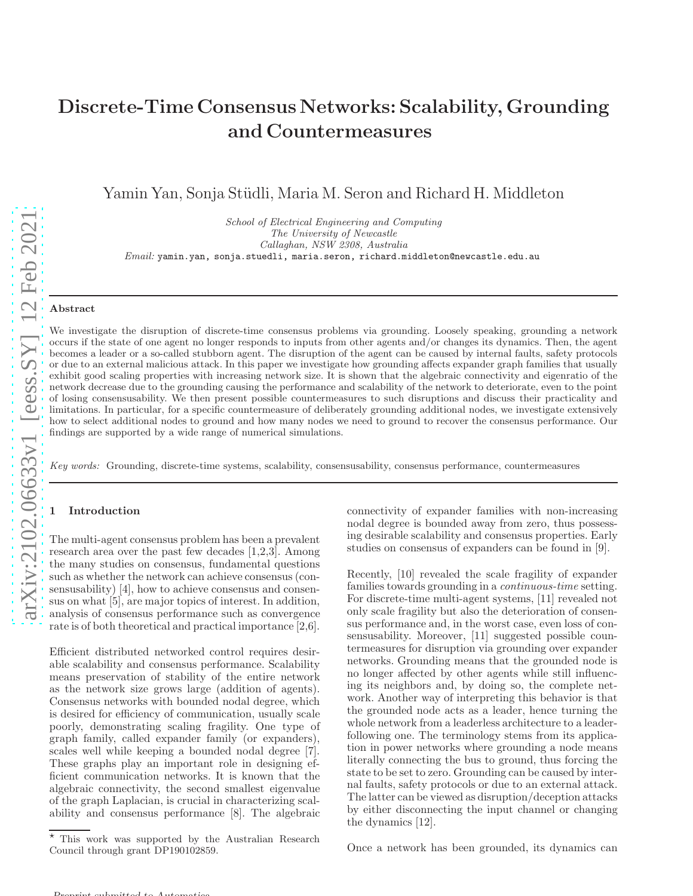# Discrete-Time Consensus Networks: Scalability, Grounding and Countermeasures

Yamin Yan, Sonja Stüdli, Maria M. Seron and Richard H. Middleton

*School of Electrical Engineering and Computing*
*The University of Newcastle*
*Callaghan, NSW 2308, Australia*
*Email:* yamin.yan, sonja.stuedli, maria.seron, richard.middleton@newcastle.edu.au

---

**Abstract**

We investigate the disruption of discrete-time consensus problems via grounding. Loosely speaking, grounding a network occurs if the state of one agent no longer responds to inputs from other agents and/or changes its dynamics. Then, the agent becomes a leader or a so-called stubborn agent. The disruption of the agent can be caused by internal faults, safety protocols or due to an external malicious attack. In this paper we investigate how grounding affects expander graph families that usually exhibit good scaling properties with increasing network size. It is shown that the algebraic connectivity and eigenratio of the network decrease due to the grounding causing the performance and scalability of the network to deteriorate, even to the point of losing consensusability. We then present possible countermeasures to such disruptions and discuss their practicality and limitations. In particular, for a specific countermeasure of deliberately grounding additional nodes, we investigate extensively how to select additional nodes to ground and how many nodes we need to ground to recover the consensus performance. Our findings are supported by a wide range of numerical simulations.

*Key words:* Grounding, discrete-time systems, scalability, consensusability, consensus performance, countermeasures

---

## 1 Introduction

The multi-agent consensus problem has been a prevalent research area over the past few decades [1,2,3]. Among the many studies on consensus, fundamental questions such as whether the network can achieve consensus (consensusability) [4], how to achieve consensus and consensus on what [5], are major topics of interest. In addition, analysis of consensus performance such as convergence rate is of both theoretical and practical importance [2,6].

Efficient distributed networked control requires desirable scalability and consensus performance. Scalability means preservation of stability of the entire network as the network size grows large (addition of agents). Consensus networks with bounded nodal degree, which is desired for efficiency of communication, usually scale poorly, demonstrating scaling fragility. One type of graph family, called expander family (or expanders), scales well while keeping a bounded nodal degree [7]. These graphs play an important role in designing efficient communication networks. It is known that the algebraic connectivity, the second smallest eigenvalue of the graph Laplacian, is crucial in characterizing scalability and consensus performance [8]. The algebraic connectivity of expander families with non-increasing nodal degree is bounded away from zero, thus possessing desirable scalability and consensus properties. Early studies on consensus of expanders can be found in [9].

Recently, [10] revealed the scale fragility of expander families towards grounding in a *continuous-time* setting. For discrete-time multi-agent systems, [11] revealed not only scale fragility but also the deterioration of consensus performance and, in the worst case, even loss of consensusability. Moreover, [11] suggested possible countermeasures for disruption via grounding over expander networks. Grounding means that the grounded node is no longer affected by other agents while still influencing its neighbors and, by doing so, the complete network. Another way of interpreting this behavior is that the grounded node acts as a leader, hence turning the whole network from a leaderless architecture to a leader-following one. The terminology stems from its application in power networks where grounding a node means literally connecting the bus to ground, thus forcing the state to be set to zero. Grounding can be caused by internal faults, safety protocols or due to an external attack. The latter can be viewed as disruption/deception attacks by either disconnecting the input channel or changing the dynamics [12].

Once a network has been grounded, its dynamics can

---

⋆ This work was supported by the Australian Research Council through grant DP190102859.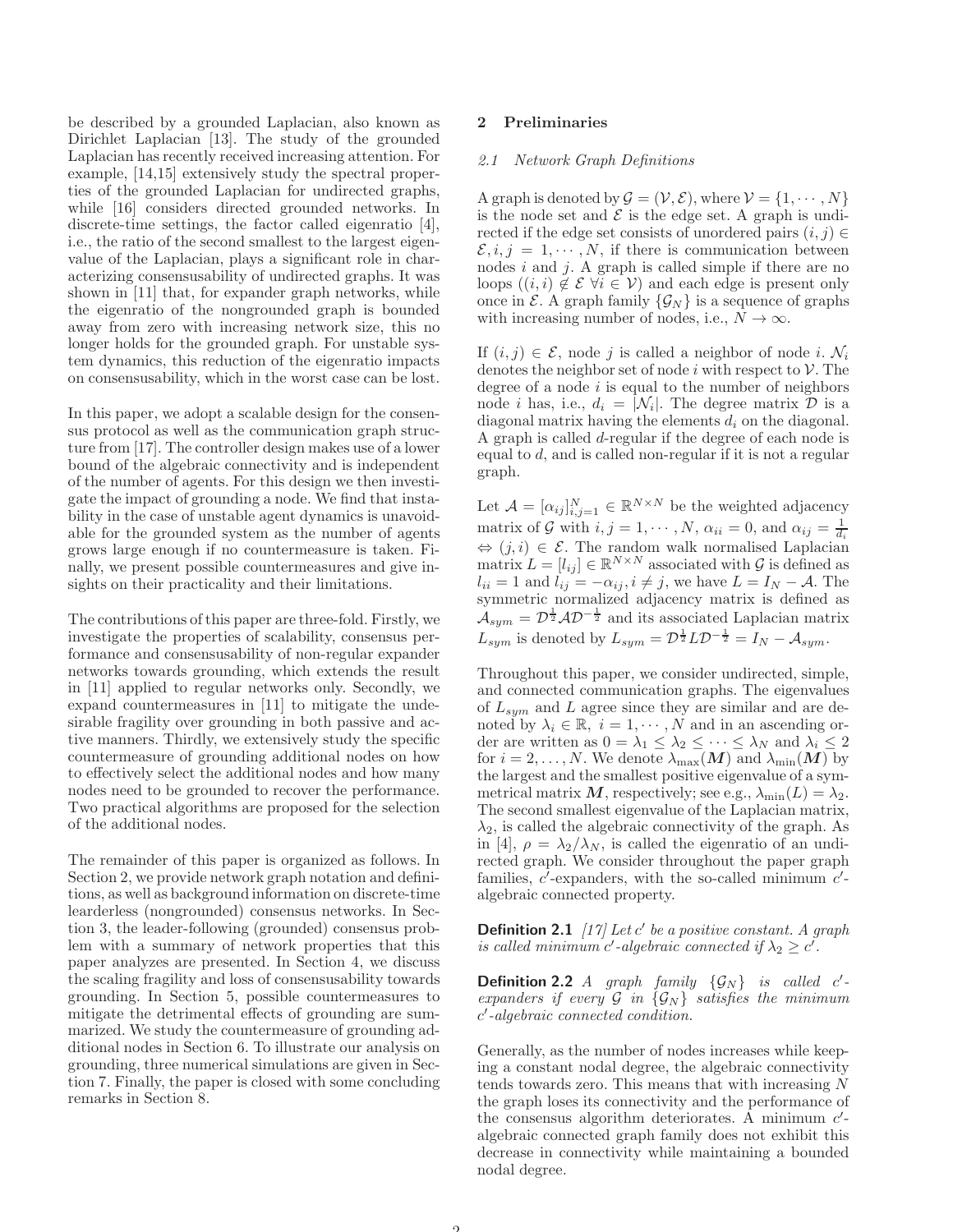be described by a grounded Laplacian, also known as Dirichlet Laplacian [13]. The study of the grounded Laplacian has recently received increasing attention. For example, [14,15] extensively study the spectral properties of the grounded Laplacian for undirected graphs, while [16] considers directed grounded networks. In discrete-time settings, the factor called eigenratio [4], i.e., the ratio of the second smallest to the largest eigenvalue of the Laplacian, plays a significant role in characterizing consensusability of undirected graphs. It was shown in [11] that, for expander graph networks, while the eigenratio of the nongrounded graph is bounded away from zero with increasing network size, this no longer holds for the grounded graph. For unstable system dynamics, this reduction of the eigenratio impacts on consensusability, which in the worst case can be lost.

In this paper, we adopt a scalable design for the consensus protocol as well as the communication graph structure from [17]. The controller design makes use of a lower bound of the algebraic connectivity and is independent of the number of agents. For this design we then investigate the impact of grounding a node. We find that instability in the case of unstable agent dynamics is unavoidable for the grounded system as the number of agents grows large enough if no countermeasure is taken. Finally, we present possible countermeasures and give insights on their practicality and their limitations.

The contributions of this paper are three-fold. Firstly, we investigate the properties of scalability, consensus performance and consensusability of non-regular expander networks towards grounding, which extends the result in [11] applied to regular networks only. Secondly, we expand countermeasures in [11] to mitigate the undesirable fragility over grounding in both passive and active manners. Thirdly, we extensively study the specific countermeasure of grounding additional nodes on how to effectively select the additional nodes and how many nodes need to be grounded to recover the performance. Two practical algorithms are proposed for the selection of the additional nodes.

The remainder of this paper is organized as follows. In Section 2, we provide network graph notation and definitions, as well as background information on discrete-time learderless (nongrounded) consensus networks. In Section 3, the leader-following (grounded) consensus problem with a summary of network properties that this paper analyzes are presented. In Section 4, we discuss the scaling fragility and loss of consensusability towards grounding. In Section 5, possible countermeasures to mitigate the detrimental effects of grounding are summarized. We study the countermeasure of grounding additional nodes in Section 6. To illustrate our analysis on grounding, three numerical simulations are given in Section 7. Finally, the paper is closed with some concluding remarks in Section 8.

## 2 Preliminaries

### 2.1 Network Graph Definitions

A graph is denoted by $\mathcal{G} = (\mathcal{V}, \mathcal{E})$, where $\mathcal{V} = \{1, \cdots, N\}$ is the node set and $\mathcal{E}$ is the edge set. A graph is undirected if the edge set consists of unordered pairs $(i, j) \in \mathcal{E}, i, j = 1, \cdots, N$, if there is communication between nodes $i$ and $j$. A graph is called simple if there are no loops ($(i, i) \notin \mathcal{E} \ \forall i \in \mathcal{V}$) and each edge is present only once in $\mathcal{E}$. A graph family $\{\mathcal{G}_N\}$ is a sequence of graphs with increasing number of nodes, i.e., $N \to \infty$.

If $(i, j) \in \mathcal{E}$, node $j$ is called a neighbor of node $i$. $\mathcal{N}_i$ denotes the neighbor set of node $i$ with respect to $\mathcal{V}$. The degree of a node $i$ is equal to the number of neighbors node $i$ has, i.e., $d_i = |\mathcal{N}_i|$. The degree matrix $\mathcal{D}$ is a diagonal matrix having the elements $d_i$ on the diagonal. A graph is called $d$-regular if the degree of each node is equal to $d$, and is called non-regular if it is not a regular graph.

Let $\mathcal{A} = [\alpha_{ij}]_{i,j=1}^{N} \in \mathbb{R}^{N\times N}$ be the weighted adjacency matrix of $\mathcal{G}$ with $i, j = 1, \cdots, N$, $\alpha_{ii} = 0$, and $\alpha_{ij} = \frac{1}{d_i}$ $\Leftrightarrow (j, i) \in \mathcal{E}$. The random walk normalised Laplacian matrix $L = [l_{ij}] \in \mathbb{R}^{N\times N}$ associated with $\mathcal{G}$ is defined as $l_{ii} = 1$ and $l_{ij} = -\alpha_{ij}, i \neq j$, we have $L = I_N - \mathcal{A}$. The symmetric normalized adjacency matrix is defined as $\mathcal{A}_{sym} = \mathcal{D}^{\frac{1}{2}} \mathcal{A} \mathcal{D}^{-\frac{1}{2}}$ and its associated Laplacian matrix $L_{sym}$ is denoted by $L_{sym} = \mathcal{D}^{\frac{1}{2}} L \mathcal{D}^{-\frac{1}{2}} = I_N - \mathcal{A}_{sym}$.

Throughout this paper, we consider undirected, simple, and connected communication graphs. The eigenvalues of $L_{sym}$ and $L$ agree since they are similar and are denoted by $\lambda_i \in \mathbb{R},\ i = 1, \cdots, N$ and in an ascending order are written as $0 = \lambda_1 \leq \lambda_2 \leq \cdots \leq \lambda_N$ and $\lambda_i \leq 2$ for $i = 2, \ldots, N$. We denote $\lambda_{\max}(\boldsymbol{M})$ and $\lambda_{\min}(\boldsymbol{M})$ by the largest and the smallest positive eigenvalue of a symmetrical matrix $\boldsymbol{M}$, respectively; see e.g., $\lambda_{\min}(L) = \lambda_2$. The second smallest eigenvalue of the Laplacian matrix, $\lambda_2$, is called the algebraic connectivity of the graph. As in [4], $\rho = \lambda_2/\lambda_N$, is called the eigenratio of an undirected graph. We consider throughout the paper graph families, $c'$-expanders, with the so-called minimum $c'$-algebraic connected property.

**Definition 2.1** *[17] Let $c'$ be a positive constant. A graph is called minimum $c'$-algebraic connected if $\lambda_2 \geq c'$.*

**Definition 2.2** *A graph family $\{\mathcal{G}_N\}$ is called $c'$-expanders if every $\mathcal{G}$ in $\{\mathcal{G}_N\}$ satisfies the minimum $c'$-algebraic connected condition.*

Generally, as the number of nodes increases while keeping a constant nodal degree, the algebraic connectivity tends towards zero. This means that with increasing $N$ the graph loses its connectivity and the performance of the consensus algorithm deteriorates. A minimum $c'$-algebraic connected graph family does not exhibit this decrease in connectivity while maintaining a bounded nodal degree.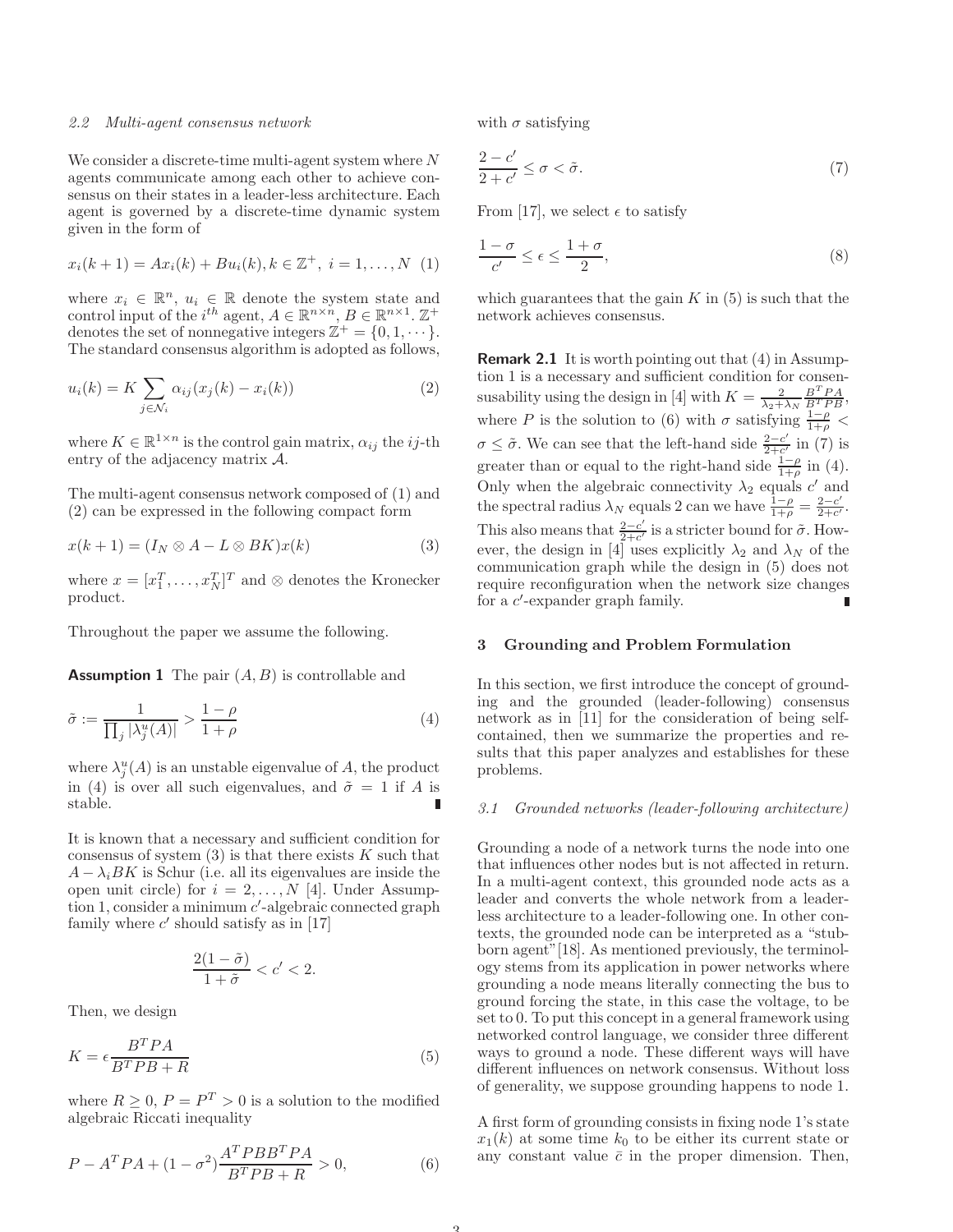### 2.2 Multi-agent consensus network

We consider a discrete-time multi-agent system where $N$ agents communicate among each other to achieve consensus on their states in a leader-less architecture. Each agent is governed by a discrete-time dynamic system given in the form of

$$x_i(k+1) = Ax_i(k) + Bu_i(k), k \in \mathbb{Z}^+,\ i = 1, \dots, N \quad (1)$$

where $x_i \in \mathbb{R}^n$, $u_i \in \mathbb{R}$ denote the system state and control input of the $i^{th}$ agent, $A \in \mathbb{R}^{n\times n}$, $B \in \mathbb{R}^{n\times 1}$. $\mathbb{Z}^+$ denotes the set of nonnegative integers $\mathbb{Z}^+ = \{0, 1, \cdots\}$. The standard consensus algorithm is adopted as follows,

$$u_i(k) = K \sum_{j\in\mathcal{N}_i} \alpha_{ij}(x_j(k) - x_i(k)) \quad (2)$$

where $K \in \mathbb{R}^{1\times n}$ is the control gain matrix, $\alpha_{ij}$ the $ij$-th entry of the adjacency matrix $\mathcal{A}$.

The multi-agent consensus network composed of (1) and (2) can be expressed in the following compact form

$$x(k+1) = (I_N \otimes A - L \otimes BK)x(k) \quad (3)$$

where $x = [x_1^T, \dots, x_N^T]^T$ and $\otimes$ denotes the Kronecker product.

Throughout the paper we assume the following.

**Assumption 1** The pair $(A, B)$ is controllable and

$$\tilde{\sigma} := \frac{1}{\prod_j |\lambda_j^u(A)|} > \frac{1-\rho}{1+\rho} \quad (4)$$

where $\lambda_j^u(A)$ is an unstable eigenvalue of $A$, the product in (4) is over all such eigenvalues, and $\tilde{\sigma} = 1$ if $A$ is stable.

It is known that a necessary and sufficient condition for consensus of system (3) is that there exists $K$ such that $A - \lambda_i BK$ is Schur (i.e. all its eigenvalues are inside the open unit circle) for $i = 2, \dots, N$ [4]. Under Assumption 1, consider a minimum $c'$-algebraic connected graph family where $c'$ should satisfy as in [17]

$$\frac{2(1-\tilde{\sigma})}{1+\tilde{\sigma}} < c' < 2.$$

Then, we design

$$K = \epsilon \frac{B^T PA}{B^T PB + R} \quad (5)$$

where $R \geq 0$, $P = P^T > 0$ is a solution to the modified algebraic Riccati inequality

$$P - A^T PA + (1 - \sigma^2)\frac{A^T PBB^T PA}{B^T PB + R} > 0, \quad (6)$$

with $\sigma$ satisfying

$$\frac{2-c'}{2+c'} \leq \sigma < \tilde{\sigma}. \quad (7)$$

From [17], we select $\epsilon$ to satisfy

$$\frac{1-\sigma}{c'} \leq \epsilon \leq \frac{1+\sigma}{2}, \quad (8)$$

which guarantees that the gain $K$ in (5) is such that the network achieves consensus.

**Remark 2.1** It is worth pointing out that (4) in Assumption 1 is a necessary and sufficient condition for consensusability using the design in [4] with $K = \frac{2}{\lambda_2+\lambda_N}\frac{B^T PA}{B^T PB}$, where $P$ is the solution to (6) with $\sigma$ satisfying $\frac{1-\rho}{1+\rho} < \sigma \leq \tilde{\sigma}$. We can see that the left-hand side $\frac{2-c'}{2+c'}$ in (7) is greater than or equal to the right-hand side $\frac{1-\rho}{1+\rho}$ in (4). Only when the algebraic connectivity $\lambda_2$ equals $c'$ and the spectral radius $\lambda_N$ equals 2 can we have $\frac{1-\rho}{1+\rho} = \frac{2-c'}{2+c'}$. This also means that $\frac{2-c'}{2+c'}$ is a stricter bound for $\tilde{\sigma}$. However, the design in [4] uses explicitly $\lambda_2$ and $\lambda_N$ of the communication graph while the design in (5) does not require reconfiguration when the network size changes for a $c'$-expander graph family.

## 3 Grounding and Problem Formulation

In this section, we first introduce the concept of grounding and the grounded (leader-following) consensus network as in [11] for the consideration of being self-contained, then we summarize the properties and results that this paper analyzes and establishes for these problems.

### 3.1 Grounded networks (leader-following architecture)

Grounding a node of a network turns the node into one that influences other nodes but is not affected in return. In a multi-agent context, this grounded node acts as a leader and converts the whole network from a leader-less architecture to a leader-following one. In other contexts, the grounded node can be interpreted as a "stubborn agent"[18]. As mentioned previously, the terminology stems from its application in power networks where grounding a node means literally connecting the bus to ground forcing the state, in this case the voltage, to be set to 0. To put this concept in a general framework using networked control language, we consider three different ways to ground a node. These different ways will have different influences on network consensus. Without loss of generality, we suppose grounding happens to node 1.

A first form of grounding consists in fixing node 1's state $x_1(k)$ at some time $k_0$ to be either its current state or any constant value $\bar{c}$ in the proper dimension. Then,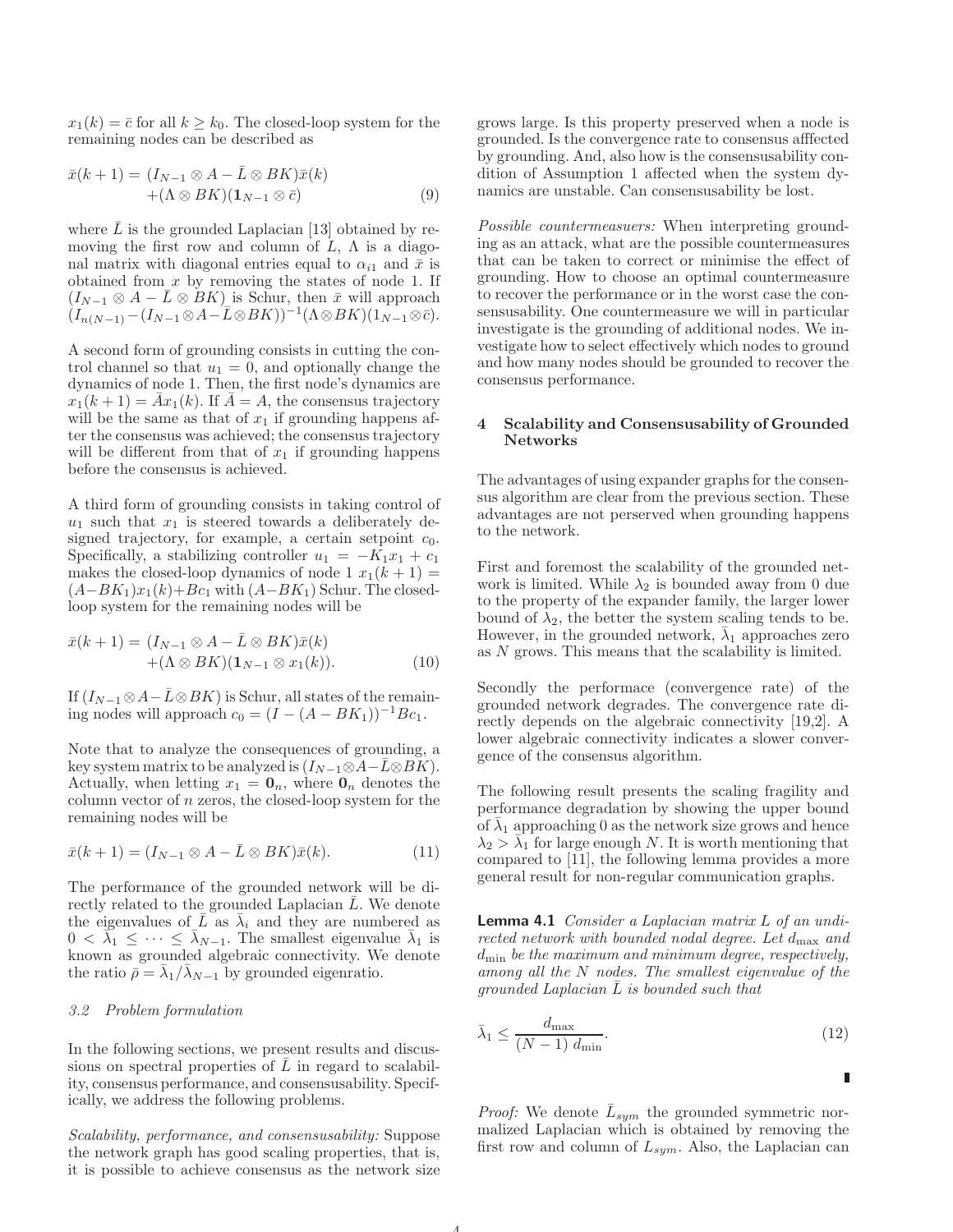$x_1(k) = \bar{c}$ for all $k \geq k_0$. The closed-loop system for the remaining nodes can be described as

$$\bar{x}(k+1) = (I_{N-1} \otimes A - \bar{L} \otimes BK)\bar{x}(k) + (\Lambda \otimes BK)(\mathbf{1}_{N-1} \otimes \bar{c}) \tag{9}$$

where $\bar{L}$ is the grounded Laplacian [13] obtained by removing the first row and column of $L$, $\Lambda$ is a diagonal matrix with diagonal entries equal to $\alpha_{i1}$ and $\bar{x}$ is obtained from $x$ by removing the states of node 1. If $(I_{N-1} \otimes A - \bar{L} \otimes BK)$ is Schur, then $\bar{x}$ will approach $(I_{n(N-1)} - (I_{N-1} \otimes A - \bar{L} \otimes BK))^{-1}(\Lambda \otimes BK)(1_{N-1} \otimes \bar{c})$.

A second form of grounding consists in cutting the control channel so that $u_1 = 0$, and optionally change the dynamics of node 1. Then, the first node's dynamics are $x_1(k+1) = \bar{A}x_1(k)$. If $\bar{A} = A$, the consensus trajectory will be the same as that of $x_1$ if grounding happens after the consensus was achieved; the consensus trajectory will be different from that of $x_1$ if grounding happens before the consensus is achieved.

A third form of grounding consists in taking control of $u_1$ such that $x_1$ is steered towards a deliberately designed trajectory, for example, a certain setpoint $c_0$. Specifically, a stabilizing controller $u_1 = -K_1 x_1 + c_1$ makes the closed-loop dynamics of node 1 $x_1(k+1) = (A - BK_1)x_1(k) + Bc_1$ with $(A - BK_1)$ Schur. The closed-loop system for the remaining nodes will be

$$\bar{x}(k+1) = (I_{N-1} \otimes A - \bar{L} \otimes BK)\bar{x}(k) + (\Lambda \otimes BK)(\mathbf{1}_{N-1} \otimes x_1(k)). \tag{10}$$

If $(I_{N-1} \otimes A - \bar{L} \otimes BK)$ is Schur, all states of the remaining nodes will approach $c_0 = (I - (A - BK_1))^{-1}Bc_1$.

Note that to analyze the consequences of grounding, a key system matrix to be analyzed is $(I_{N-1} \otimes A - \bar{L} \otimes BK)$. Actually, when letting $x_1 = \mathbf{0}_n$, where $\mathbf{0}_n$ denotes the column vector of $n$ zeros, the closed-loop system for the remaining nodes will be

$$\bar{x}(k+1) = (I_{N-1} \otimes A - \bar{L} \otimes BK)\bar{x}(k). \tag{11}$$

The performance of the grounded network will be directly related to the grounded Laplacian $\bar{L}$. We denote the eigenvalues of $\bar{L}$ as $\bar{\lambda}_i$ and they are numbered as $0 < \bar{\lambda}_1 \leq \cdots \leq \bar{\lambda}_{N-1}$. The smallest eigenvalue $\bar{\lambda}_1$ is known as grounded algebraic connectivity. We denote the ratio $\bar{\rho} = \bar{\lambda}_1 / \bar{\lambda}_{N-1}$ by grounded eigenratio.

### 3.2 Problem formulation

In the following sections, we present results and discussions on spectral properties of $\bar{L}$ in regard to scalability, consensus performance, and consensusability. Specifically, we address the following problems.

*Scalability, performance, and consensusability:* Suppose the network graph has good scaling properties, that is, it is possible to achieve consensus as the network size grows large. Is this property preserved when a node is grounded. Is the convergence rate to consensus afffected by grounding. And, also how is the consensusability condition of Assumption 1 affected when the system dynamics are unstable. Can consensusability be lost.

*Possible countermeasuers:* When interpreting grounding as an attack, what are the possible countermeasures that can be taken to correct or minimise the effect of grounding. How to choose an optimal countermeasure to recover the performance or in the worst case the consensusability. One countermeasure we will in particular investigate is the grounding of additional nodes. We investigate how to select effectively which nodes to ground and how many nodes should be grounded to recover the consensus performance.

## 4 Scalability and Consensusability of Grounded Networks

The advantages of using expander graphs for the consensus algorithm are clear from the previous section. These advantages are not perserved when grounding happens to the network.

First and foremost the scalability of the grounded network is limited. While $\lambda_2$ is bounded away from 0 due to the property of the expander family, the larger lower bound of $\lambda_2$, the better the system scaling tends to be. However, in the grounded network, $\bar{\lambda}_1$ approaches zero as $N$ grows. This means that the scalability is limited.

Secondly the performace (convergence rate) of the grounded network degrades. The convergence rate directly depends on the algebraic connectivity [19,2]. A lower algebraic connectivity indicates a slower convergence of the consensus algorithm.

The following result presents the scaling fragility and performance degradation by showing the upper bound of $\bar{\lambda}_1$ approaching 0 as the network size grows and hence $\lambda_2 > \bar{\lambda}_1$ for large enough $N$. It is worth mentioning that compared to [11], the following lemma provides a more general result for non-regular communication graphs.

**Lemma 4.1** *Consider a Laplacian matrix $L$ of an undirected network with bounded nodal degree. Let $d_{\max}$ and $d_{\min}$ be the maximum and minimum degree, respectively, among all the $N$ nodes. The smallest eigenvalue of the grounded Laplacian $\bar{L}$ is bounded such that*

$$\bar{\lambda}_1 \leq \frac{d_{\max}}{(N-1)\, d_{\min}}. \tag{12}$$

∎

*Proof:* We denote $\bar{L}_{sym}$ the grounded symmetric normalized Laplacian which is obtained by removing the first row and column of $L_{sym}$. Also, the Laplacian can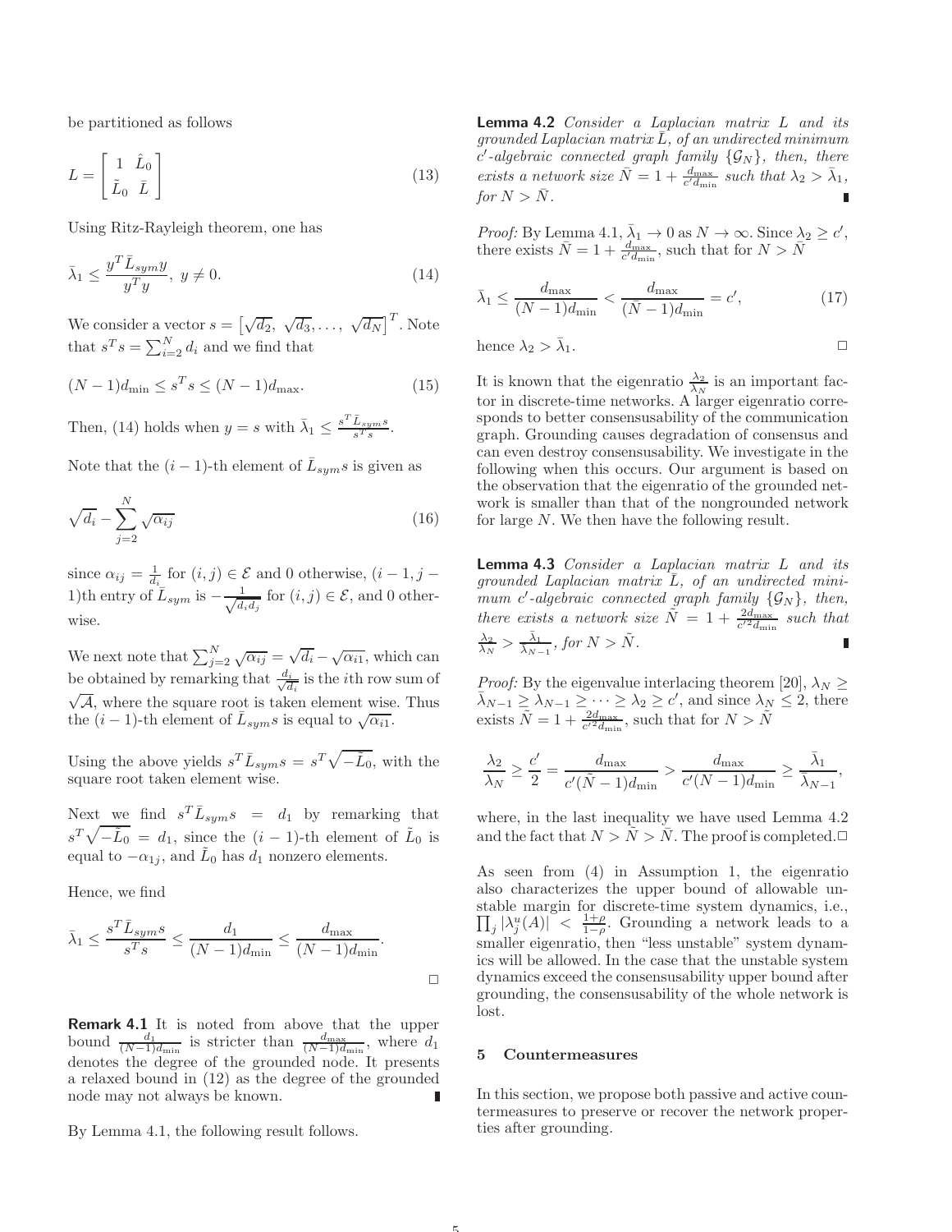be partitioned as follows

$$L = \begin{bmatrix} 1 & \hat{L}_0 \\ \tilde{L}_0 & \bar{L} \end{bmatrix} \tag{13}$$

Using Ritz-Rayleigh theorem, one has

$$\bar{\lambda}_1 \leq \frac{y^T \bar{L}_{sym} y}{y^T y}, \; y \neq 0. \tag{14}$$

We consider a vector $s = \left[\sqrt{d_2}, \; \sqrt{d_3}, \ldots, \; \sqrt{d_N}\right]^T$. Note that $s^T s = \sum_{i=2}^N d_i$ and we find that

$$(N-1)d_{\min} \leq s^T s \leq (N-1)d_{\max}. \tag{15}$$

Then, (14) holds when $y = s$ with $\bar{\lambda}_1 \leq \frac{s^T \bar{L}_{sym} s}{s^T s}$.

Note that the $(i-1)$-th element of $\bar{L}_{sym} s$ is given as

$$\sqrt{d_i} - \sum_{j=2}^N \sqrt{\alpha_{ij}} \tag{16}$$

since $\alpha_{ij} = \frac{1}{d_i}$ for $(i,j) \in \mathcal{E}$ and 0 otherwise, $(i-1, j-1)$th entry of $\bar{L}_{sym}$ is $-\frac{1}{\sqrt{d_i d_j}}$ for $(i,j) \in \mathcal{E}$, and 0 otherwise.

We next note that $\sum_{j=2}^N \sqrt{\alpha_{ij}} = \sqrt{d_i} - \sqrt{\alpha_{i1}}$, which can be obtained by remarking that $\frac{d_i}{\sqrt{d_i}}$ is the $i$th row sum of $\sqrt{\mathcal{A}}$, where the square root is taken element wise. Thus the $(i-1)$-th element of $\bar{L}_{sym} s$ is equal to $\sqrt{\alpha_{i1}}$.

Using the above yields $s^T \bar{L}_{sym} s = s^T \sqrt{-\tilde{L}_0}$, with the square root taken element wise.

Next we find $s^T \bar{L}_{sym} s = d_1$ by remarking that $s^T \sqrt{-\tilde{L}_0} = d_1$, since the $(i-1)$-th element of $\tilde{L}_0$ is equal to $-\alpha_{1j}$, and $\tilde{L}_0$ has $d_1$ nonzero elements.

Hence, we find

$$\bar{\lambda}_1 \leq \frac{s^T \bar{L}_{sym} s}{s^T s} \leq \frac{d_1}{(N-1)d_{\min}} \leq \frac{d_{\max}}{(N-1)d_{\min}}.$$

□

**Remark 4.1** It is noted from above that the upper bound $\frac{d_1}{(N-1)d_{\min}}$ is stricter than $\frac{d_{\max}}{(N-1)d_{\min}}$, where $d_1$ denotes the degree of the grounded node. It presents a relaxed bound in (12) as the degree of the grounded node may not always be known.

By Lemma 4.1, the following result follows.

**Lemma 4.2** *Consider a Laplacian matrix $L$ and its grounded Laplacian matrix $\bar{L}$, of an undirected minimum $c'$-algebraic connected graph family $\{\mathcal{G}_N\}$, then, there exists a network size $\bar{N} = 1 + \frac{d_{\max}}{c' d_{\min}}$ such that $\lambda_2 > \bar{\lambda}_1$, for $N > \bar{N}$.*

*Proof:* By Lemma 4.1, $\bar{\lambda}_1 \to 0$ as $N \to \infty$. Since $\lambda_2 \geq c'$, there exists $\bar{N} = 1 + \frac{d_{\max}}{c' d_{\min}}$, such that for $N > \bar{N}$

$$\bar{\lambda}_1 \leq \frac{d_{\max}}{(N-1)d_{\min}} < \frac{d_{\max}}{(\bar{N}-1)d_{\min}} = c', \tag{17}$$

hence $\lambda_2 > \bar{\lambda}_1$. □

It is known that the eigenratio $\frac{\lambda_2}{\lambda_N}$ is an important factor in discrete-time networks. A larger eigenratio corresponds to better consensusability of the communication graph. Grounding causes degradation of consensus and can even destroy consensusability. We investigate in the following when this occurs. Our argument is based on the observation that the eigenratio of the grounded network is smaller than that of the nongrounded network for large $N$. We then have the following result.

**Lemma 4.3** *Consider a Laplacian matrix $L$ and its grounded Laplacian matrix $\bar{L}$, of an undirected minimum $c'$-algebraic connected graph family $\{\mathcal{G}_N\}$, then, there exists a network size $\tilde{N} = 1 + \frac{2d_{\max}}{c'^2 d_{\min}}$ such that $\frac{\lambda_2}{\lambda_N} > \frac{\bar{\lambda}_1}{\bar{\lambda}_{N-1}}$, for $N > \tilde{N}$.*

*Proof:* By the eigenvalue interlacing theorem [20], $\lambda_N \geq \bar{\lambda}_{N-1} \geq \lambda_{N-1} \geq \cdots \geq \lambda_2 \geq c'$, and since $\lambda_N \leq 2$, there exists $\tilde{N} = 1 + \frac{2d_{\max}}{c'^2 d_{\min}}$, such that for $N > \tilde{N}$

$$\frac{\lambda_2}{\lambda_N} \geq \frac{c'}{2} = \frac{d_{\max}}{c'(\tilde{N}-1)d_{\min}} > \frac{d_{\max}}{c'(N-1)d_{\min}} \geq \frac{\bar{\lambda}_1}{\bar{\lambda}_{N-1}},$$

where, in the last inequality we have used Lemma 4.2 and the fact that $N > \tilde{N} > \bar{N}$. The proof is completed. □

As seen from (4) in Assumption 1, the eigenratio also characterizes the upper bound of allowable unstable margin for discrete-time system dynamics, i.e., $\prod_j |\lambda_j^u(A)| < \frac{1+\rho}{1-\rho}$. Grounding a network leads to a smaller eigenratio, then "less unstable" system dynamics will be allowed. In the case that the unstable system dynamics exceed the consensusability upper bound after grounding, the consensusability of the whole network is lost.

## 5 Countermeasures

In this section, we propose both passive and active countermeasures to preserve or recover the network properties after grounding.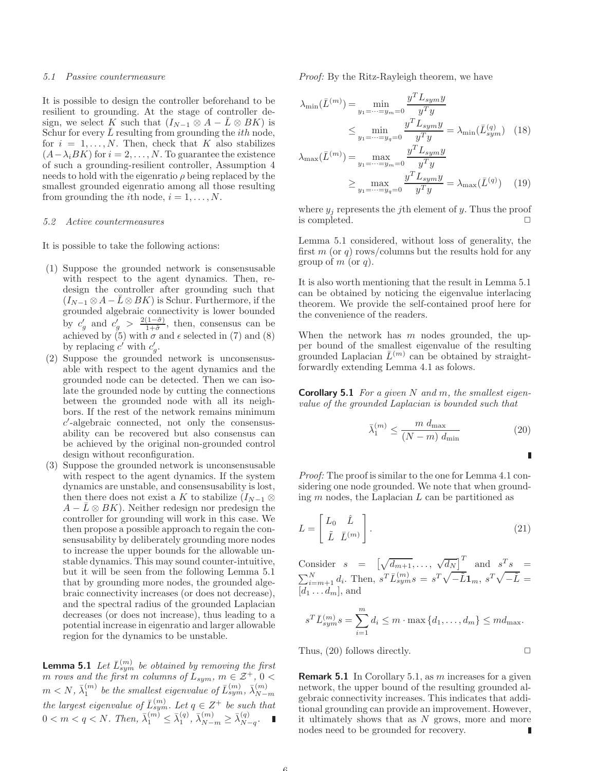### 5.1 Passive countermeasure

It is possible to design the controller beforehand to be resilient to grounding. At the stage of controller design, we select $K$ such that $(I_{N-1} \otimes A - \bar{L} \otimes BK)$ is Schur for every $\bar{L}$ resulting from grounding the $ith$ node, for $i = 1, \ldots, N$. Then, check that $K$ also stabilizes $(A - \lambda_i BK)$ for $i = 2, \ldots, N$. To guarantee the existence of such a grounding-resilient controller, Assumption 4 needs to hold with the eigenratio $\rho$ being replaced by the smallest grounded eigenratio among all those resulting from grounding the $i$th node, $i = 1, \ldots, N$.

### 5.2 Active countermeasures

It is possible to take the following actions:

(1) Suppose the grounded network is consensusable with respect to the agent dynamics. Then, redesign the controller after grounding such that $(I_{N-1} \otimes A - \bar{L} \otimes BK)$ is Schur. Furthermore, if the grounded algebraic connectivity is lower bounded by $c'_g$ and $c'_g > \frac{2(1-\tilde{\sigma})}{1+\tilde{\sigma}}$, then, consensus can be achieved by (5) with $\sigma$ and $\epsilon$ selected in (7) and (8) by replacing $c'$ with $c'_g$.

(2) Suppose the grounded network is unconsensusable with respect to the agent dynamics and the grounded node can be detected. Then we can isolate the grounded node by cutting the connections between the grounded node with all its neighbors. If the rest of the network remains minimum $c'$-algebraic connected, not only the consensusability can be recovered but also consensus can be achieved by the original non-grounded control design without reconfiguration.

(3) Suppose the grounded network is unconsensusable with respect to the agent dynamics. If the system dynamics are unstable, and consensusability is lost, then there does not exist a $K$ to stabilize $(I_{N-1} \otimes A - \bar{L} \otimes BK)$. Neither redesign nor predesign the controller for grounding will work in this case. We then propose a possible approach to regain the consensusability by deliberately grounding more nodes to increase the upper bounds for the allowable unstable dynamics. This may sound counter-intuitive, but it will be seen from the following Lemma 5.1 that by grounding more nodes, the grounded algebraic connectivity increases (or does not decrease), and the spectral radius of the grounded Laplacian decreases (or does not increase), thus leading to a potential increase in eigenratio and larger allowable region for the dynamics to be unstable.

**Lemma 5.1** *Let $\bar{L}^{(m)}_{sym}$ be obtained by removing the first $m$ rows and the first $m$ columns of $L_{sym}$, $m \in \mathcal{Z}^+$, $0 < m < N$, $\bar{\lambda}^{(m)}_1$ be the smallest eigenvalue of $\bar{L}^{(m)}_{sym}$, $\bar{\lambda}^{(m)}_{N-m}$ the largest eigenvalue of $\bar{L}^{(m)}_{sym}$. Let $q \in Z^+$ be such that $0 < m < q < N$. Then, $\bar{\lambda}^{(m)}_1 \leq \bar{\lambda}^{(q)}_1$, $\bar{\lambda}^{(m)}_{N-m} \geq \bar{\lambda}^{(q)}_{N-q}$.* ∎

*Proof:* By the Ritz-Rayleigh theorem, we have

$$\lambda_{\min}(\bar{L}^{(m)}) = \min_{y_1 = \cdots = y_m = 0} \frac{y^T L_{sym} y}{y^T y} \leq \min_{y_1 = \cdots = y_q = 0} \frac{y^T L_{sym} y}{y^T y} = \lambda_{\min}(\bar{L}^{(q)}_{sym}) \quad (18)$$

$$\lambda_{\max}(\bar{L}^{(m)}) = \max_{y_1 = \cdots = y_m = 0} \frac{y^T L_{sym} y}{y^T y} \geq \max_{y_1 = \cdots = y_q = 0} \frac{y^T L_{sym} y}{y^T y} = \lambda_{\max}(\bar{L}^{(q)}) \quad (19)$$

where $y_j$ represents the $j$th element of $y$. Thus the proof is completed. □

Lemma 5.1 considered, without loss of generality, the first $m$ (or $q$) rows/columns but the results hold for any group of $m$ (or $q$).

It is also worth mentioning that the result in Lemma 5.1 can be obtained by noticing the eigenvalue interlacing theorem. We provide the self-contained proof here for the convenience of the readers.

When the network has $m$ nodes grounded, the upper bound of the smallest eigenvalue of the resulting grounded Laplacian $\bar{L}^{(m)}$ can be obtained by straightforwardly extending Lemma 4.1 as folows.

**Corollary 5.1** *For a given $N$ and $m$, the smallest eigenvalue of the grounded Laplacian is bounded such that*

$$\bar{\lambda}^{(m)}_1 \leq \frac{m \; d_{\max}}{(N-m) \; d_{\min}} \quad (20)$$

∎

*Proof:* The proof is similar to the one for Lemma 4.1 considering one node grounded. We note that when grounding $m$ nodes, the Laplacian $L$ can be partitioned as

$$L = \begin{bmatrix} L_0 & \hat{L} \\ \tilde{L} & \bar{L}^{(m)} \end{bmatrix}. \quad (21)$$

Consider $s = \left[\sqrt{d_{m+1}}, \ldots, \sqrt{d_N}\right]^T$ and $s^T s = \sum_{i=m+1}^{N} d_i$. Then, $s^T \bar{L}^{(m)}_{sym} s = s^T \sqrt{-\tilde{L}} \mathbf{1}_m$, $s^T \sqrt{-\tilde{L}} = [d_1 \ldots d_m]$, and

$$s^T \bar{L}^{(m)}_{sym} s = \sum_{i=1}^{m} d_i \leq m \cdot \max\{d_1, \ldots, d_m\} \leq m d_{\max}.$$

Thus, (20) follows directly. □

**Remark 5.1** In Corollary 5.1, as $m$ increases for a given network, the upper bound of the resulting grounded algebraic connectivity increases. This indicates that additional grounding can provide an improvement. However, it ultimately shows that as $N$ grows, more and more nodes need to be grounded for recovery. ∎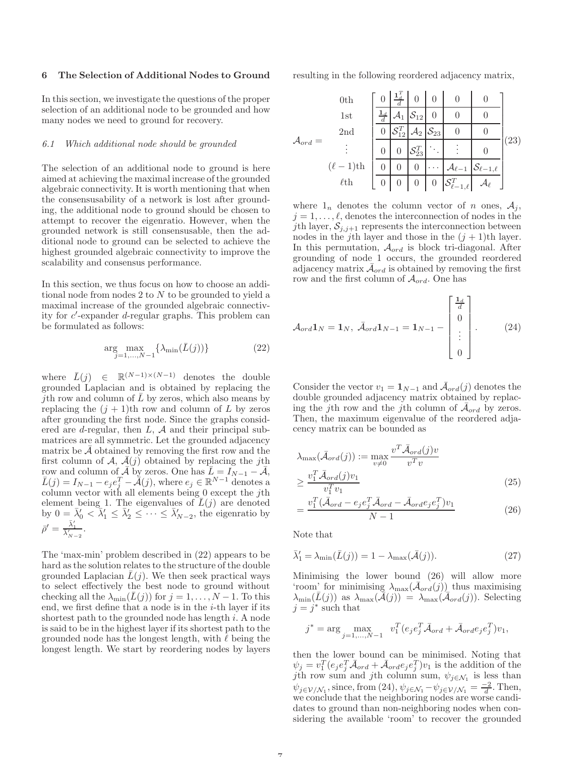## 6 The Selection of Additional Nodes to Ground

In this section, we investigate the questions of the proper selection of an additional node to be grounded and how many nodes we need to ground for recovery.

### 6.1 Which additional node should be grounded

The selection of an additional node to ground is here aimed at achieving the maximal increase of the grounded algebraic connectivity. It is worth mentioning that when the consensusability of a network is lost after grounding, the additional node to ground should be chosen to attempt to recover the eigenratio. However, when the grounded network is still consensusable, then the additional node to ground can be selected to achieve the highest grounded algebraic connectivity to improve the scalability and consensus performance.

In this section, we thus focus on how to choose an additional node from nodes 2 to $N$ to be grounded to yield a maximal increase of the grounded algebraic connectivity for $c'$-expander $d$-regular graphs. This problem can be formulated as follows:

$$\arg\max_{j=1,\ldots,N-1}\{\lambda_{\min}(\bar{L}(j))\} \tag{22}$$

where $\bar{L}(j) \in \mathbb{R}^{(N-1)\times(N-1)}$ denotes the double grounded Laplacian and is obtained by replacing the $j$th row and column of $\bar{L}$ by zeros, which also means by replacing the $(j+1)$th row and column of $L$ by zeros after grounding the first node. Since the graphs considered are $d$-regular, then $L$, $\mathcal{A}$ and their principal submatrices are all symmetric. Let the grounded adjacency matrix be $\bar{\mathcal{A}}$ obtained by removing the first row and the first column of $\mathcal{A}$, $\bar{\mathcal{A}}(j)$ obtained by replacing the $j$th row and column of $\bar{\mathcal{A}}$ by zeros. One has $\bar{L} = I_{N-1} - \bar{\mathcal{A}}$, $\bar{L}(j) = I_{N-1} - e_j e_j^T - \bar{\mathcal{A}}(j)$, where $e_j \in \mathbb{R}^{N-1}$ denotes a column vector with all elements being 0 except the $j$th element being 1. The eigenvalues of $\bar{L}(j)$ are denoted by $0 = \bar{\lambda}'_0 < \bar{\lambda}'_1 \leq \bar{\lambda}'_2 \leq \cdots \leq \bar{\lambda}'_{N-2}$, the eigenratio by $\bar{\rho}' = \frac{\bar{\lambda}'_1}{\bar{\lambda}'_{N-2}}$.

The 'max-min' problem described in (22) appears to be hard as the solution relates to the structure of the double grounded Laplacian $\bar{L}(j)$. We then seek practical ways to select effectively the best node to ground without checking all the $\lambda_{\min}(\bar{L}(j))$ for $j = 1,\ldots,N-1$. To this end, we first define that a node is in the $i$-th layer if its shortest path to the grounded node has length $i$. A node is said to be in the highest layer if its shortest path to the grounded node has the longest length, with $\ell$ being the longest length. We start by reordering nodes by layers resulting in the following reordered adjacency matrix,

$$\mathcal{A}_{ord} = \begin{array}{c} \text{0th} \\ \text{1st} \\ \text{2nd} \\ \vdots \\ (\ell-1)\text{th} \\ \ell\text{th} \end{array} \left[\begin{array}{c|c|c|c|c|c} 0 & \frac{\mathbf{1}_d^T}{d} & 0 & 0 & 0 & 0 \\ \hline \frac{\mathbf{1}_d}{d} & \mathcal{A}_1 & \mathcal{S}_{12} & 0 & 0 & 0 \\ \hline 0 & \mathcal{S}_{12}^T & \mathcal{A}_2 & \mathcal{S}_{23} & 0 & 0 \\ \hline 0 & 0 & \mathcal{S}_{23}^T & \ddots & \vdots & 0 \\ \hline 0 & 0 & 0 & \cdots & \mathcal{A}_{\ell-1} & \mathcal{S}_{\ell-1,\ell} \\ \hline 0 & 0 & 0 & 0 & \mathcal{S}_{\ell-1,\ell}^T & \mathcal{A}_\ell \end{array}\right] \tag{23}$$

where $1_n$ denotes the column vector of $n$ ones, $\mathcal{A}_j$, $j = 1,\ldots,\ell$, denotes the interconnection of nodes in the $j$th layer, $\mathcal{S}_{j,j+1}$ represents the interconnection between nodes in the $j$th layer and those in the $(j+1)$th layer. In this permutation, $\mathcal{A}_{ord}$ is block tri-diagonal. After grounding of node 1 occurs, the grounded reordered adjacency matrix $\bar{\mathcal{A}}_{ord}$ is obtained by removing the first row and the first column of $\mathcal{A}_{ord}$. One has

$$\mathcal{A}_{ord}\mathbf{1}_N = \mathbf{1}_N,\ \bar{\mathcal{A}}_{ord}\mathbf{1}_{N-1} = \mathbf{1}_{N-1} - \begin{bmatrix} \frac{\mathbf{1}_d}{d} \\ 0 \\ \vdots \\ 0 \end{bmatrix}. \tag{24}$$

Consider the vector $v_1 = \mathbf{1}_{N-1}$ and $\bar{\mathcal{A}}_{ord}(j)$ denotes the double grounded adjacency matrix obtained by replacing the $j$th row and the $j$th column of $\bar{\mathcal{A}}_{ord}$ by zeros. Then, the maximum eigenvalue of the reordered adjacency matrix can be bounded as

$$\lambda_{\max}(\bar{\mathcal{A}}_{ord}(j)) := \max_{v\neq 0}\frac{v^T\bar{\mathcal{A}}_{ord}(j)v}{v^Tv}$$
$$\geq \frac{v_1^T\bar{\mathcal{A}}_{ord}(j)v_1}{v_1^Tv_1} \tag{25}$$
$$= \frac{v_1^T(\bar{\mathcal{A}}_{ord} - e_je_j^T\bar{\mathcal{A}}_{ord} - \bar{\mathcal{A}}_{ord}e_je_j^T)v_1}{N-1} \tag{26}$$

Note that

$$\bar{\lambda}'_1 = \lambda_{\min}(\bar{L}(j)) = 1 - \lambda_{\max}(\bar{\mathcal{A}}(j)). \tag{27}$$

Minimising the lower bound (26) will allow more 'room' for minimising $\lambda_{\max}(\bar{\mathcal{A}}_{ord}(j))$ thus maximising $\lambda_{\min}(\bar{L}(j))$ as $\lambda_{\max}(\bar{\mathcal{A}}(j)) = \lambda_{\max}(\bar{\mathcal{A}}_{ord}(j))$. Selecting $j = j^*$ such that

$$j^* = \arg\max_{j=1,\ldots,N-1}\ v_1^T(e_je_j^T\bar{\mathcal{A}}_{ord} + \bar{\mathcal{A}}_{ord}e_je_j^T)v_1,$$

then the lower bound can be minimised. Noting that $\psi_j = v_1^T(e_je_j^T\bar{\mathcal{A}}_{ord} + \bar{\mathcal{A}}_{ord}e_je_j^T)v_1$ is the addition of the $j$th row sum and $j$th column sum, $\psi_{j\in\mathcal{N}_1}$ is less than $\psi_{j\in\mathcal{V}/\mathcal{N}_1}$, since, from (24), $\psi_{j\in\mathcal{N}_1} - \psi_{j\in\mathcal{V}/\mathcal{N}_1} = \frac{-2}{d}$. Then, we conclude that the neighboring nodes are worse candidates to ground than non-neighboring nodes when considering the available 'room' to recover the grounded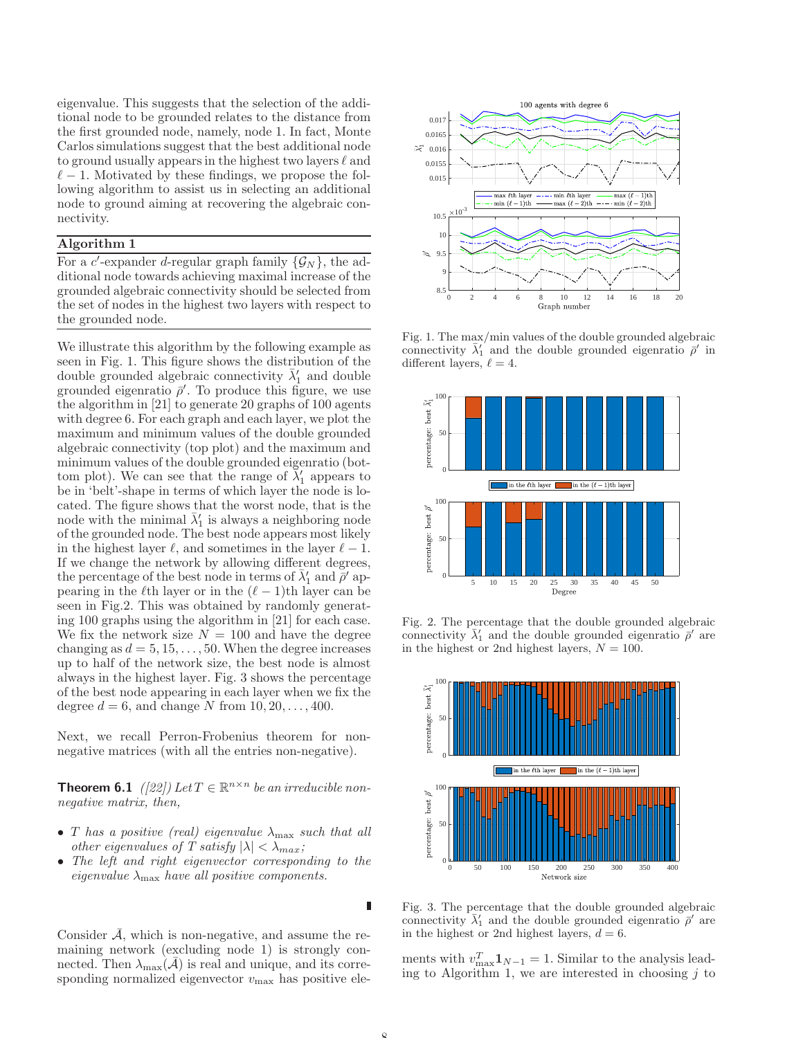eigenvalue. This suggests that the selection of the additional node to be grounded relates to the distance from the first grounded node, namely, node 1. In fact, Monte Carlos simulations suggest that the best additional node to ground usually appears in the highest two layers $\ell$ and $\ell-1$. Motivated by these findings, we propose the following algorithm to assist us in selecting an additional node to ground aiming at recovering the algebraic connectivity.

**Algorithm 1**

For a $c'$-expander $d$-regular graph family $\{\mathcal{G}_N\}$, the additional node towards achieving maximal increase of the grounded algebraic connectivity should be selected from the set of nodes in the highest two layers with respect to the grounded node.

We illustrate this algorithm by the following example as seen in Fig. 1. This figure shows the distribution of the double grounded algebraic connectivity $\bar{\lambda}_1'$ and double grounded eigenratio $\bar{\rho}'$. To produce this figure, we use the algorithm in [21] to generate 20 graphs of 100 agents with degree 6. For each graph and each layer, we plot the maximum and minimum values of the double grounded algebraic connectivity (top plot) and the maximum and minimum values of the double grounded eigenratio (bottom plot). We can see that the range of $\bar{\lambda}_1'$ appears to be in 'belt'-shape in terms of which layer the node is located. The figure shows that the worst node, that is the node with the minimal $\bar{\lambda}_1'$ is always a neighboring node of the grounded node. The best node appears most likely in the highest layer $\ell$, and sometimes in the layer $\ell-1$. If we change the network by allowing different degrees, the percentage of the best node in terms of $\bar{\lambda}_1'$ and $\bar{\rho}'$ appearing in the $\ell$th layer or in the $(\ell-1)$th layer can be seen in Fig.2. This was obtained by randomly generating 100 graphs using the algorithm in [21] for each case. We fix the network size $N = 100$ and have the degree changing as $d = 5, 15, \ldots, 50$. When the degree increases up to half of the network size, the best node is almost always in the highest layer. Fig. 3 shows the percentage of the best node appearing in each layer when we fix the degree $d = 6$, and change $N$ from $10, 20, \ldots, 400$.

Fig. 1. The max/min values of the double grounded algebraic connectivity $\bar{\lambda}_1'$ and the double grounded eigenratio $\bar{\rho}'$ in different layers, $\ell = 4$.

Fig. 2. The percentage that the double grounded algebraic connectivity $\bar{\lambda}_1'$ and the double grounded eigenratio $\bar{\rho}'$ are in the highest or 2nd highest layers, $N = 100$.

Fig. 3. The percentage that the double grounded algebraic connectivity $\bar{\lambda}_1'$ and the double grounded eigenratio $\bar{\rho}'$ are in the highest or 2nd highest layers, $d = 6$.

Next, we recall Perron-Frobenius theorem for non-negative matrices (with all the entries non-negative).

**Theorem 6.1** *([22]) Let $T \in \mathbb{R}^{n\times n}$ be an irreducible non-negative matrix, then,*

- *$T$ has a positive (real) eigenvalue $\lambda_{\max}$ such that all other eigenvalues of $T$ satisfy $|\lambda| < \lambda_{max}$;*
- *The left and right eigenvector corresponding to the eigenvalue $\lambda_{\max}$ have all positive components.*

∎

Consider $\bar{\mathcal{A}}$, which is non-negative, and assume the remaining network (excluding node 1) is strongly connected. Then $\lambda_{\max}(\bar{\mathcal{A}})$ is real and unique, and its corresponding normalized eigenvector $v_{\max}$ has positive elements with $v_{\max}^T \mathbf{1}_{N-1} = 1$. Similar to the analysis leading to Algorithm 1, we are interested in choosing $j$ to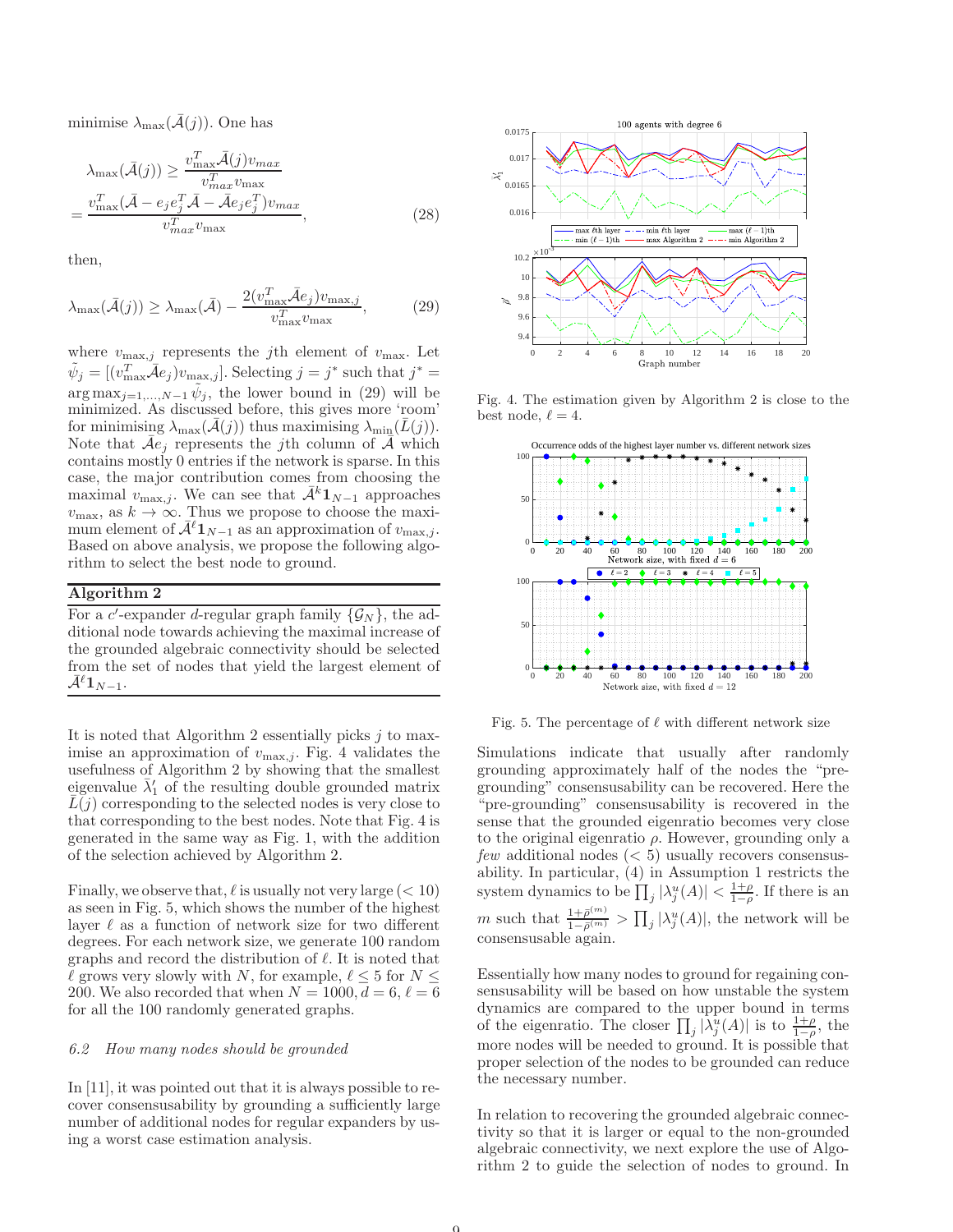minimise $\lambda_{\max}(\bar{\mathcal{A}}(j))$. One has

$$
\begin{aligned}
&\lambda_{\max}(\bar{\mathcal{A}}(j)) \geq \frac{v_{\max}^T \bar{\mathcal{A}}(j) v_{max}}{v_{max}^T v_{\max}} \\
&= \frac{v_{\max}^T(\bar{\mathcal{A}} - e_j e_j^T \bar{\mathcal{A}} - \bar{\mathcal{A}} e_j e_j^T) v_{max}}{v_{max}^T v_{\max}},
\end{aligned} \tag{28}
$$

then,

$$
\lambda_{\max}(\bar{\mathcal{A}}(j)) \geq \lambda_{\max}(\bar{\mathcal{A}}) - \frac{2(v_{\max}^T \bar{\mathcal{A}} e_j) v_{\max,j}}{v_{\max}^T v_{\max}}, \tag{29}
$$

where $v_{\max,j}$ represents the $j$th element of $v_{\max}$. Let $\tilde{\psi}_j = [(v_{\max}^T \bar{\mathcal{A}} e_j) v_{\max,j}]$. Selecting $j = j^*$ such that $j^* = \arg\max_{j=1,\ldots,N-1} \tilde{\psi}_j$, the lower bound in (29) will be minimized. As discussed before, this gives more 'room' for minimising $\lambda_{\max}(\bar{\mathcal{A}}(j))$ thus maximising $\lambda_{\min}(\bar{L}(j))$. Note that $\bar{\mathcal{A}} e_j$ represents the $j$th column of $\bar{\mathcal{A}}$ which contains mostly 0 entries if the network is sparse. In this case, the major contribution comes from choosing the maximal $v_{\max,j}$. We can see that $\bar{\mathcal{A}}^k \mathbf{1}_{N-1}$ approaches $v_{\max}$, as $k \to \infty$. Thus we propose to choose the maximum element of $\bar{\mathcal{A}}^\ell \mathbf{1}_{N-1}$ as an approximation of $v_{\max,j}$. Based on above analysis, we propose the following algorithm to select the best node to ground.

**Algorithm 2**

For a $c'$-expander $d$-regular graph family $\{\mathcal{G}_N\}$, the additional node towards achieving the maximal increase of the grounded algebraic connectivity should be selected from the set of nodes that yield the largest element of $\bar{\mathcal{A}}^\ell \mathbf{1}_{N-1}$.

It is noted that Algorithm 2 essentially picks $j$ to maximise an approximation of $v_{\max,j}$. Fig. 4 validates the usefulness of Algorithm 2 by showing that the smallest eigenvalue $\bar{\lambda}_1'$ of the resulting double grounded matrix $\bar{L}(j)$ corresponding to the selected nodes is very close to that corresponding to the best nodes. Note that Fig. 4 is generated in the same way as Fig. 1, with the addition of the selection achieved by Algorithm 2.

Finally, we observe that, $\ell$ is usually not very large ($< 10$) as seen in Fig. 5, which shows the number of the highest layer $\ell$ as a function of network size for two different degrees. For each network size, we generate 100 random graphs and record the distribution of $\ell$. It is noted that $\ell$ grows very slowly with $N$, for example, $\ell \leq 5$ for $N \leq 200$. We also recorded that when $N = 1000, d = 6, \ell = 6$ for all the 100 randomly generated graphs.

*6.2 How many nodes should be grounded*

In [11], it was pointed out that it is always possible to recover consensusability by grounding a sufficiently large number of additional nodes for regular expanders by using a worst case estimation analysis.

Fig. 4. The estimation given by Algorithm 2 is close to the best node, $\ell = 4$.

Fig. 5. The percentage of $\ell$ with different network size

Simulations indicate that usually after randomly grounding approximately half of the nodes the "pre-grounding" consensusability can be recovered. Here the "pre-grounding" consensusability is recovered in the sense that the grounded eigenratio becomes very close to the original eigenratio $\rho$. However, grounding only a *few* additional nodes ($< 5$) usually recovers consensusability. In particular, (4) in Assumption 1 restricts the system dynamics to be $\prod_j |\lambda_j^u(A)| < \frac{1+\rho}{1-\rho}$. If there is an $m$ such that $\frac{1+\tilde{\rho}^{(m)}}{1-\tilde{\rho}^{(m)}} > \prod_j |\lambda_j^u(A)|$, the network will be consensusable again.

Essentially how many nodes to ground for regaining consensusability will be based on how unstable the system dynamics are compared to the upper bound in terms of the eigenratio. The closer $\prod_j |\lambda_j^u(A)|$ is to $\frac{1+\rho}{1-\rho}$, the more nodes will be needed to ground. It is possible that proper selection of the nodes to be grounded can reduce the necessary number.

In relation to recovering the grounded algebraic connectivity so that it is larger or equal to the non-grounded algebraic connectivity, we next explore the use of Algorithm 2 to guide the selection of nodes to ground. In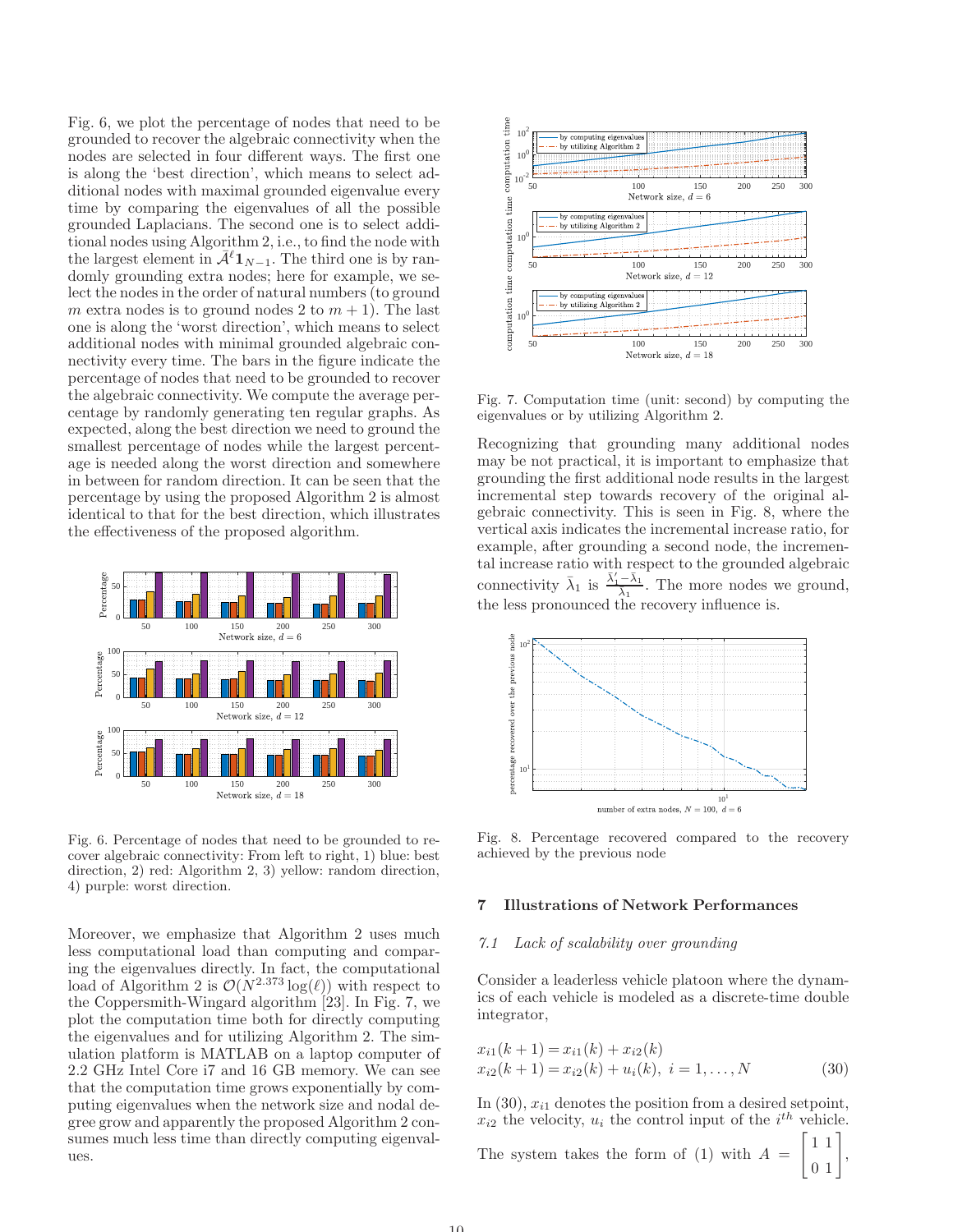Fig. 6, we plot the percentage of nodes that need to be grounded to recover the algebraic connectivity when the nodes are selected in four different ways. The first one is along the 'best direction', which means to select additional nodes with maximal grounded eigenvalue every time by comparing the eigenvalues of all the possible grounded Laplacians. The second one is to select additional nodes using Algorithm 2, i.e., to find the node with the largest element in $\bar{A}^{\ell}\mathbf{1}_{N-1}$. The third one is by randomly grounding extra nodes; here for example, we select the nodes in the order of natural numbers (to ground $m$ extra nodes is to ground nodes 2 to $m+1$). The last one is along the 'worst direction', which means to select additional nodes with minimal grounded algebraic connectivity every time. The bars in the figure indicate the percentage of nodes that need to be grounded to recover the algebraic connectivity. We compute the average percentage by randomly generating ten regular graphs. As expected, along the best direction we need to ground the smallest percentage of nodes while the largest percentage is needed along the worst direction and somewhere in between for random direction. It can be seen that the percentage by using the proposed Algorithm 2 is almost identical to that for the best direction, which illustrates the effectiveness of the proposed algorithm.

Fig. 6. Percentage of nodes that need to be grounded to recover algebraic connectivity: From left to right, 1) blue: best direction, 2) red: Algorithm 2, 3) yellow: random direction, 4) purple: worst direction.

Moreover, we emphasize that Algorithm 2 uses much less computational load than computing and comparing the eigenvalues directly. In fact, the computational load of Algorithm 2 is $\mathcal{O}(N^{2.373}\log(\ell))$ with respect to the Coppersmith-Wingard algorithm [23]. In Fig. 7, we plot the computation time both for directly computing the eigenvalues and for utilizing Algorithm 2. The simulation platform is MATLAB on a laptop computer of 2.2 GHz Intel Core i7 and 16 GB memory. We can see that the computation time grows exponentially by computing eigenvalues when the network size and nodal degree grow and apparently the proposed Algorithm 2 consumes much less time than directly computing eigenvalues.

Fig. 7. Computation time (unit: second) by computing the eigenvalues or by utilizing Algorithm 2.

Recognizing that grounding many additional nodes may be not practical, it is important to emphasize that grounding the first additional node results in the largest incremental step towards recovery of the original algebraic connectivity. This is seen in Fig. 8, where the vertical axis indicates the incremental increase ratio, for example, after grounding a second node, the incremental increase ratio with respect to the grounded algebraic connectivity $\bar{\lambda}_1$ is $\frac{\bar{\lambda}_1'-\bar{\lambda}_1}{\bar{\lambda}_1}$. The more nodes we ground, the less pronounced the recovery influence is.

Fig. 8. Percentage recovered compared to the recovery achieved by the previous node

## 7 Illustrations of Network Performances

### 7.1 *Lack of scalability over grounding*

Consider a leaderless vehicle platoon where the dynamics of each vehicle is modeled as a discrete-time double integrator,

$$
\begin{aligned}
x_{i1}(k+1) &= x_{i1}(k) + x_{i2}(k) \\
x_{i2}(k+1) &= x_{i2}(k) + u_i(k),\ i = 1,\ldots,N
\end{aligned}
\tag{30}
$$

In (30), $x_{i1}$ denotes the position from a desired setpoint, $x_{i2}$ the velocity, $u_i$ the control input of the $i^{th}$ vehicle. The system takes the form of (1) with $A = \begin{bmatrix} 1 & 1 \\ 0 & 1 \end{bmatrix}$,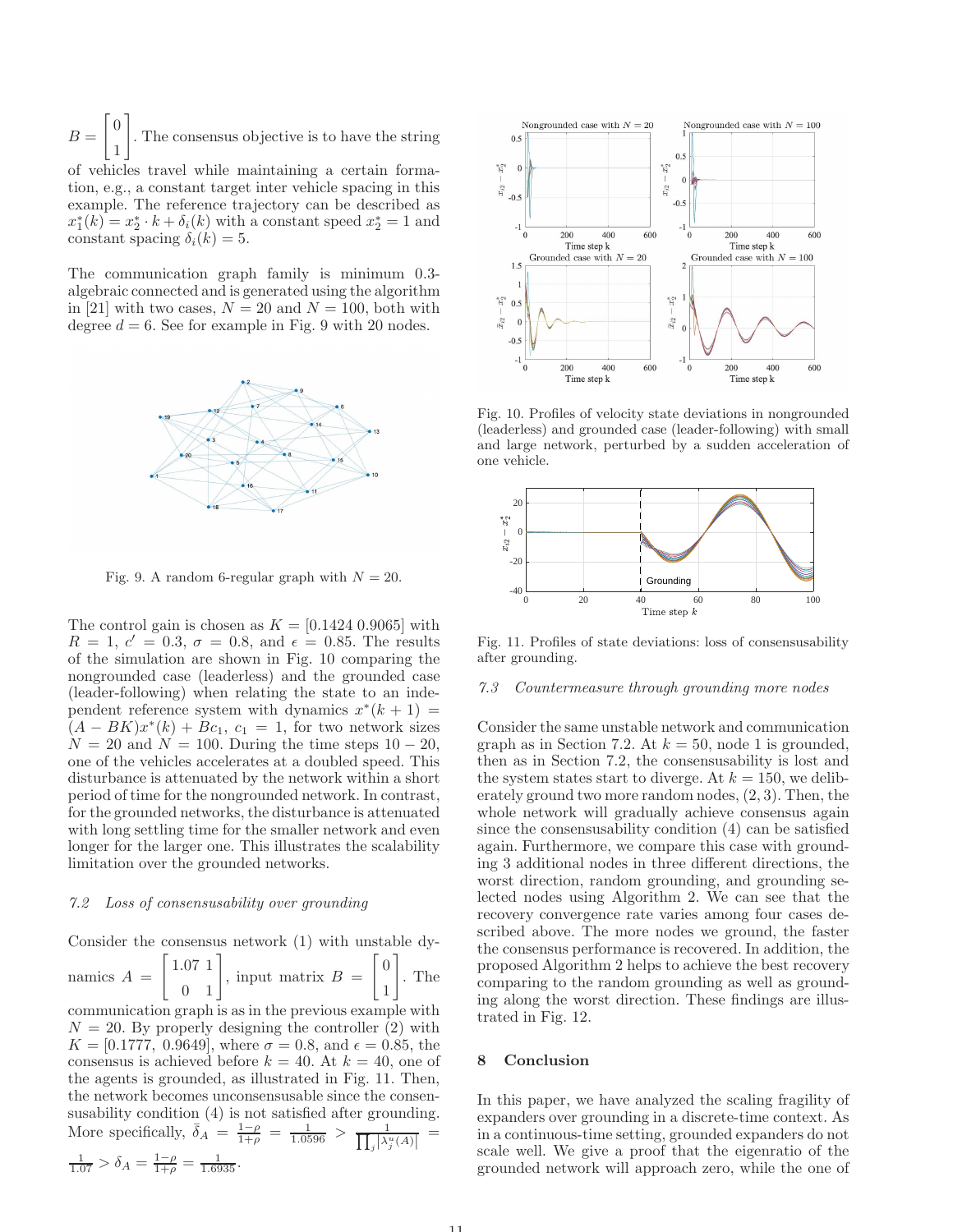$B = \begin{bmatrix} 0 \\ 1 \end{bmatrix}$. The consensus objective is to have the string of vehicles travel while maintaining a certain formation, e.g., a constant target inter vehicle spacing in this example. The reference trajectory can be described as $x_1^*(k) = x_2^* \cdot k + \delta_i(k)$ with a constant speed $x_2^* = 1$ and constant spacing $\delta_i(k) = 5$.

The communication graph family is minimum 0.3-algebraic connected and is generated using the algorithm in [21] with two cases, $N = 20$ and $N = 100$, both with degree $d = 6$. See for example in Fig. 9 with 20 nodes.

Fig. 9. A random 6-regular graph with $N = 20$.

The control gain is chosen as $K = [0.1424\ 0.9065]$ with $R = 1$, $c' = 0.3$, $\sigma = 0.8$, and $\epsilon = 0.85$. The results of the simulation are shown in Fig. 10 comparing the nongrounded case (leaderless) and the grounded case (leader-following) when relating the state to an independent reference system with dynamics $x^*(k+1) = (A - BK)x^*(k) + Bc_1$, $c_1 = 1$, for two network sizes $N = 20$ and $N = 100$. During the time steps $10-20$, one of the vehicles accelerates at a doubled speed. This disturbance is attenuated by the network within a short period of time for the nongrounded network. In contrast, for the grounded networks, the disturbance is attenuated with long settling time for the smaller network and even longer for the larger one. This illustrates the scalability limitation over the grounded networks.

### 7.2 Loss of consensusability over grounding

Consider the consensus network (1) with unstable dynamics $A = \begin{bmatrix} 1.07 & 1 \\ 0 & 1 \end{bmatrix}$, input matrix $B = \begin{bmatrix} 0 \\ 1 \end{bmatrix}$. The communication graph is as in the previous example with $N = 20$. By properly designing the controller (2) with $K = [0.1777,\ 0.9649]$, where $\sigma = 0.8$, and $\epsilon = 0.85$, the consensus is achieved before $k = 40$. At $k = 40$, one of the agents is grounded, as illustrated in Fig. 11. Then, the network becomes unconsensusable since the consensusability condition (4) is not satisfied after grounding. More specifically, $\bar{\delta}_A = \frac{1-\rho}{1+\rho} = \frac{1}{1.0596} > \frac{1}{\prod_j |\lambda_j^u(A)|} = \frac{1}{1.07} > \delta_A = \frac{1-\rho}{1+\rho} = \frac{1}{1.6935}$.

Fig. 10. Profiles of velocity state deviations in nongrounded (leaderless) and grounded case (leader-following) with small and large network, perturbed by a sudden acceleration of one vehicle.

Fig. 11. Profiles of state deviations: loss of consensusability after grounding.

### 7.3 Countermeasure through grounding more nodes

Consider the same unstable network and communication graph as in Section 7.2. At $k = 50$, node 1 is grounded, then as in Section 7.2, the consensusability is lost and the system states start to diverge. At $k = 150$, we deliberately ground two more random nodes, $(2, 3)$. Then, the whole network will gradually achieve consensus again since the consensusability condition (4) can be satisfied again. Furthermore, we compare this case with grounding 3 additional nodes in three different directions, the worst direction, random grounding, and grounding selected nodes using Algorithm 2. We can see that the recovery convergence rate varies among four cases described above. The more nodes we ground, the faster the consensus performance is recovered. In addition, the proposed Algorithm 2 helps to achieve the best recovery comparing to the random grounding as well as grounding along the worst direction. These findings are illustrated in Fig. 12.

## 8 Conclusion

In this paper, we have analyzed the scaling fragility of expanders over grounding in a discrete-time context. As in a continuous-time setting, grounded expanders do not scale well. We give a proof that the eigenratio of the grounded network will approach zero, while the one of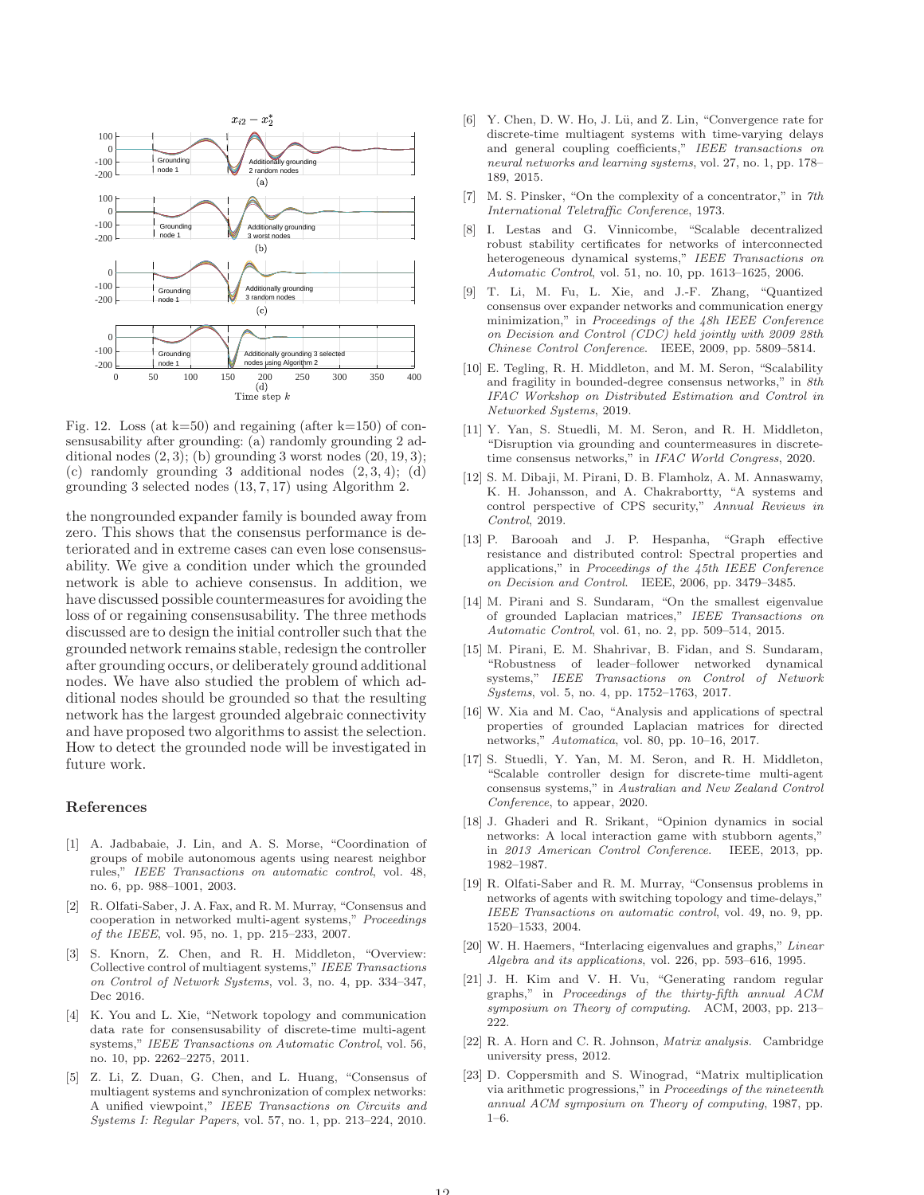$x_{i2} - x_2^*$

100
0
-100
-200
Grounding node 1
Additionally grounding 2 random nodes
(a)

100
0
-100
-200
Grounding node 1
Additionally grounding 3 worst nodes
(b)

0
-100
-200
Grounding node 1
Additionally grounding 3 random nodes
(c)

0
-100
-200
Grounding node 1
Additionally grounding 3 selected nodes using Algorithm 2
0 50 100 150 200 250 300 350 400
(d)
Time step $k$

Fig. 12. Loss (at k=50) and regaining (after k=150) of consensusability after grounding: (a) randomly grounding 2 additional nodes $(2, 3)$; (b) grounding 3 worst nodes $(20, 19, 3)$; (c) randomly grounding 3 additional nodes $(2, 3, 4)$; (d) grounding 3 selected nodes $(13, 7, 17)$ using Algorithm 2.

the nongrounded expander family is bounded away from zero. This shows that the consensus performance is deteriorated and in extreme cases can even lose consensusability. We give a condition under which the grounded network is able to achieve consensus. In addition, we have discussed possible countermeasures for avoiding the loss of or regaining consensusability. The three methods discussed are to design the initial controller such that the grounded network remains stable, redesign the controller after grounding occurs, or deliberately ground additional nodes. We have also studied the problem of which additional nodes should be grounded so that the resulting network has the largest grounded algebraic connectivity and have proposed two algorithms to assist the selection. How to detect the grounded node will be investigated in future work.

## References

[1] A. Jadbabaie, J. Lin, and A. S. Morse, "Coordination of groups of mobile autonomous agents using nearest neighbor rules," *IEEE Transactions on automatic control*, vol. 48, no. 6, pp. 988–1001, 2003.

[2] R. Olfati-Saber, J. A. Fax, and R. M. Murray, "Consensus and cooperation in networked multi-agent systems," *Proceedings of the IEEE*, vol. 95, no. 1, pp. 215–233, 2007.

[3] S. Knorn, Z. Chen, and R. H. Middleton, "Overview: Collective control of multiagent systems," *IEEE Transactions on Control of Network Systems*, vol. 3, no. 4, pp. 334–347, Dec 2016.

[4] K. You and L. Xie, "Network topology and communication data rate for consensusability of discrete-time multi-agent systems," *IEEE Transactions on Automatic Control*, vol. 56, no. 10, pp. 2262–2275, 2011.

[5] Z. Li, Z. Duan, G. Chen, and L. Huang, "Consensus of multiagent systems and synchronization of complex networks: A unified viewpoint," *IEEE Transactions on Circuits and Systems I: Regular Papers*, vol. 57, no. 1, pp. 213–224, 2010.

[6] Y. Chen, D. W. Ho, J. Lü, and Z. Lin, "Convergence rate for discrete-time multiagent systems with time-varying delays and general coupling coefficients," *IEEE transactions on neural networks and learning systems*, vol. 27, no. 1, pp. 178–189, 2015.

[7] M. S. Pinsker, "On the complexity of a concentrator," in *7th International Teletraffic Conference*, 1973.

[8] I. Lestas and G. Vinnicombe, "Scalable decentralized robust stability certificates for networks of interconnected heterogeneous dynamical systems," *IEEE Transactions on Automatic Control*, vol. 51, no. 10, pp. 1613–1625, 2006.

[9] T. Li, M. Fu, L. Xie, and J.-F. Zhang, "Quantized consensus over expander networks and communication energy minimization," in *Proceedings of the 48h IEEE Conference on Decision and Control (CDC) held jointly with 2009 28th Chinese Control Conference*. IEEE, 2009, pp. 5809–5814.

[10] E. Tegling, R. H. Middleton, and M. M. Seron, "Scalability and fragility in bounded-degree consensus networks," in *8th IFAC Workshop on Distributed Estimation and Control in Networked Systems*, 2019.

[11] Y. Yan, S. Stuedli, M. M. Seron, and R. H. Middleton, "Disruption via grounding and countermeasures in discrete-time consensus networks," in *IFAC World Congress*, 2020.

[12] S. M. Dibaji, M. Pirani, D. B. Flamholz, A. M. Annaswamy, K. H. Johansson, and A. Chakrabortty, "A systems and control perspective of CPS security," *Annual Reviews in Control*, 2019.

[13] P. Barooah and J. P. Hespanha, "Graph effective resistance and distributed control: Spectral properties and applications," in *Proceedings of the 45th IEEE Conference on Decision and Control*. IEEE, 2006, pp. 3479–3485.

[14] M. Pirani and S. Sundaram, "On the smallest eigenvalue of grounded Laplacian matrices," *IEEE Transactions on Automatic Control*, vol. 61, no. 2, pp. 509–514, 2015.

[15] M. Pirani, E. M. Shahrivar, B. Fidan, and S. Sundaram, "Robustness of leader–follower networked dynamical systems," *IEEE Transactions on Control of Network Systems*, vol. 5, no. 4, pp. 1752–1763, 2017.

[16] W. Xia and M. Cao, "Analysis and applications of spectral properties of grounded Laplacian matrices for directed networks," *Automatica*, vol. 80, pp. 10–16, 2017.

[17] S. Stuedli, Y. Yan, M. M. Seron, and R. H. Middleton, "Scalable controller design for discrete-time multi-agent consensus systems," in *Australian and New Zealand Control Conference*, to appear, 2020.

[18] J. Ghaderi and R. Srikant, "Opinion dynamics in social networks: A local interaction game with stubborn agents," in *2013 American Control Conference*. IEEE, 2013, pp. 1982–1987.

[19] R. Olfati-Saber and R. M. Murray, "Consensus problems in networks of agents with switching topology and time-delays," *IEEE Transactions on automatic control*, vol. 49, no. 9, pp. 1520–1533, 2004.

[20] W. H. Haemers, "Interlacing eigenvalues and graphs," *Linear Algebra and its applications*, vol. 226, pp. 593–616, 1995.

[21] J. H. Kim and V. H. Vu, "Generating random regular graphs," in *Proceedings of the thirty-fifth annual ACM symposium on Theory of computing*. ACM, 2003, pp. 213–222.

[22] R. A. Horn and C. R. Johnson, *Matrix analysis*. Cambridge university press, 2012.

[23] D. Coppersmith and S. Winograd, "Matrix multiplication via arithmetic progressions," in *Proceedings of the nineteenth annual ACM symposium on Theory of computing*, 1987, pp. 1–6.